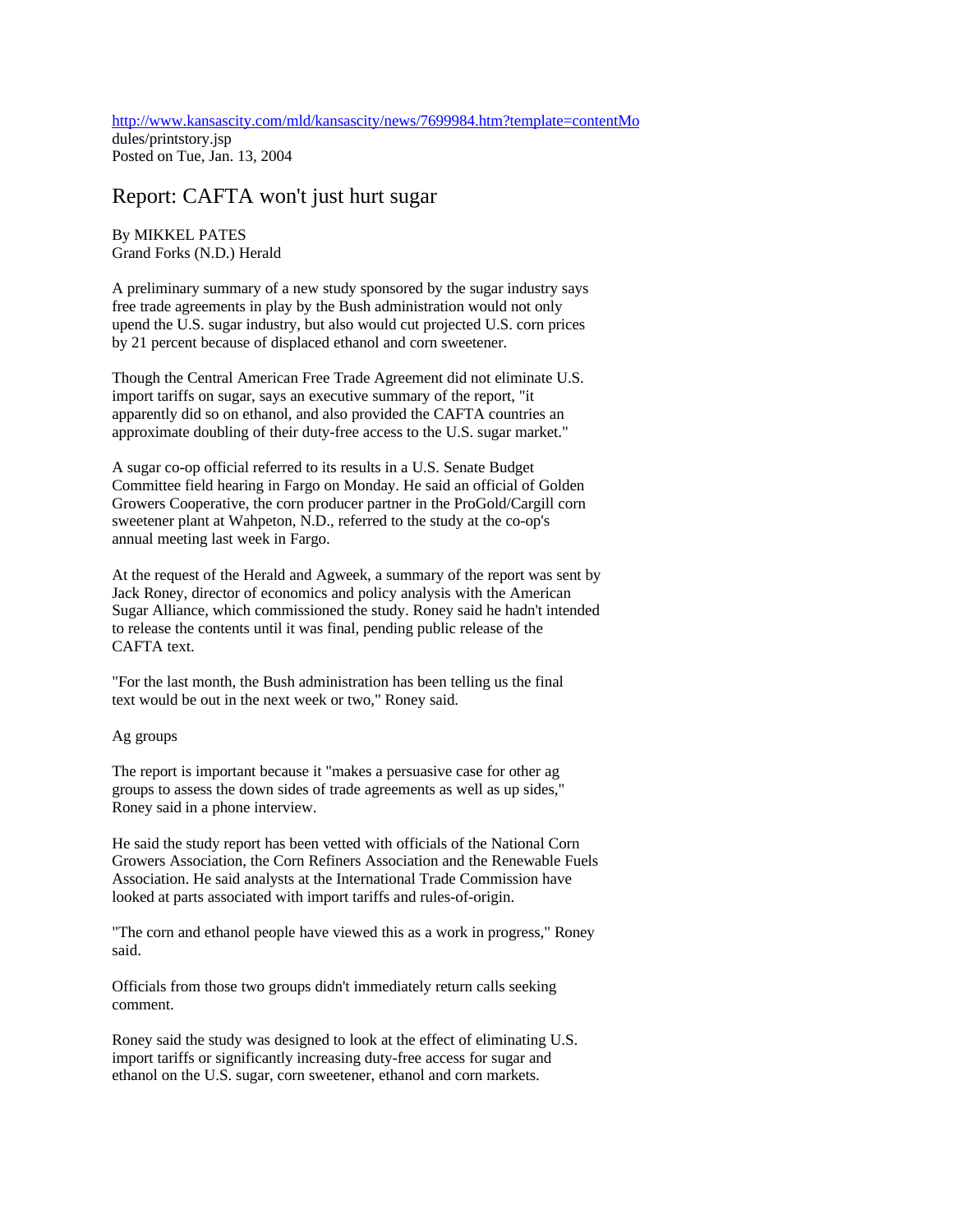http://www.kansascity.com/mld/kansascity/news/7699984.htm?template=contentModules/printstory.jsp
Posted on Tue, Jan. 13, 2004

# Report: CAFTA won't just hurt sugar

By MIKKEL PATES
Grand Forks (N.D.) Herald

A preliminary summary of a new study sponsored by the sugar industry says free trade agreements in play by the Bush administration would not only upend the U.S. sugar industry, but also would cut projected U.S. corn prices by 21 percent because of displaced ethanol and corn sweetener.

Though the Central American Free Trade Agreement did not eliminate U.S. import tariffs on sugar, says an executive summary of the report, "it apparently did so on ethanol, and also provided the CAFTA countries an approximate doubling of their duty-free access to the U.S. sugar market."

A sugar co-op official referred to its results in a U.S. Senate Budget Committee field hearing in Fargo on Monday. He said an official of Golden Growers Cooperative, the corn producer partner in the ProGold/Cargill corn sweetener plant at Wahpeton, N.D., referred to the study at the co-op's annual meeting last week in Fargo.

At the request of the Herald and Agweek, a summary of the report was sent by Jack Roney, director of economics and policy analysis with the American Sugar Alliance, which commissioned the study. Roney said he hadn't intended to release the contents until it was final, pending public release of the CAFTA text.

"For the last month, the Bush administration has been telling us the final text would be out in the next week or two," Roney said.

Ag groups

The report is important because it "makes a persuasive case for other ag groups to assess the down sides of trade agreements as well as up sides," Roney said in a phone interview.

He said the study report has been vetted with officials of the National Corn Growers Association, the Corn Refiners Association and the Renewable Fuels Association. He said analysts at the International Trade Commission have looked at parts associated with import tariffs and rules-of-origin.

"The corn and ethanol people have viewed this as a work in progress," Roney said.

Officials from those two groups didn't immediately return calls seeking comment.

Roney said the study was designed to look at the effect of eliminating U.S. import tariffs or significantly increasing duty-free access for sugar and ethanol on the U.S. sugar, corn sweetener, ethanol and corn markets.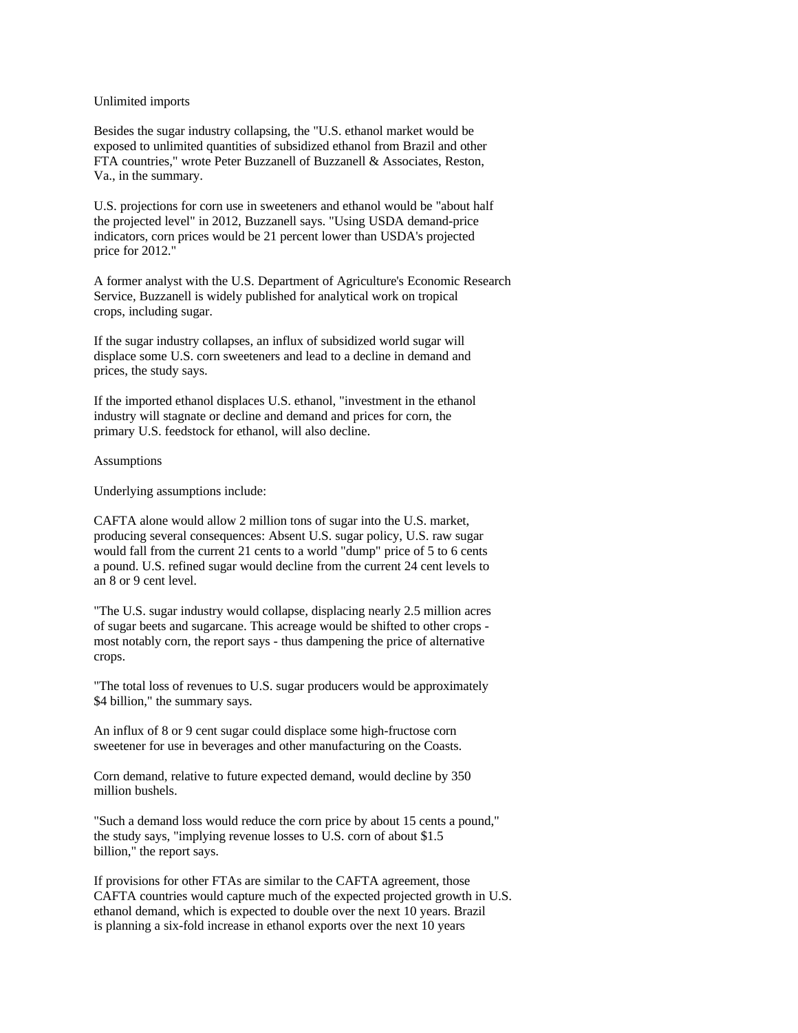Unlimited imports

Besides the sugar industry collapsing, the "U.S. ethanol market would be exposed to unlimited quantities of subsidized ethanol from Brazil and other FTA countries," wrote Peter Buzzanell of Buzzanell & Associates, Reston, Va., in the summary.

U.S. projections for corn use in sweeteners and ethanol would be "about half the projected level" in 2012, Buzzanell says. "Using USDA demand-price indicators, corn prices would be 21 percent lower than USDA's projected price for 2012."

A former analyst with the U.S. Department of Agriculture's Economic Research Service, Buzzanell is widely published for analytical work on tropical crops, including sugar.

If the sugar industry collapses, an influx of subsidized world sugar will displace some U.S. corn sweeteners and lead to a decline in demand and prices, the study says.

If the imported ethanol displaces U.S. ethanol, "investment in the ethanol industry will stagnate or decline and demand and prices for corn, the primary U.S. feedstock for ethanol, will also decline.

Assumptions

Underlying assumptions include:

CAFTA alone would allow 2 million tons of sugar into the U.S. market, producing several consequences: Absent U.S. sugar policy, U.S. raw sugar would fall from the current 21 cents to a world "dump" price of 5 to 6 cents a pound. U.S. refined sugar would decline from the current 24 cent levels to an 8 or 9 cent level.

"The U.S. sugar industry would collapse, displacing nearly 2.5 million acres of sugar beets and sugarcane. This acreage would be shifted to other crops - most notably corn, the report says - thus dampening the price of alternative crops.

"The total loss of revenues to U.S. sugar producers would be approximately $4 billion," the summary says.

An influx of 8 or 9 cent sugar could displace some high-fructose corn sweetener for use in beverages and other manufacturing on the Coasts.

Corn demand, relative to future expected demand, would decline by 350 million bushels.

"Such a demand loss would reduce the corn price by about 15 cents a pound," the study says, "implying revenue losses to U.S. corn of about $1.5 billion," the report says.

If provisions for other FTAs are similar to the CAFTA agreement, those CAFTA countries would capture much of the expected projected growth in U.S. ethanol demand, which is expected to double over the next 10 years. Brazil is planning a six-fold increase in ethanol exports over the next 10 years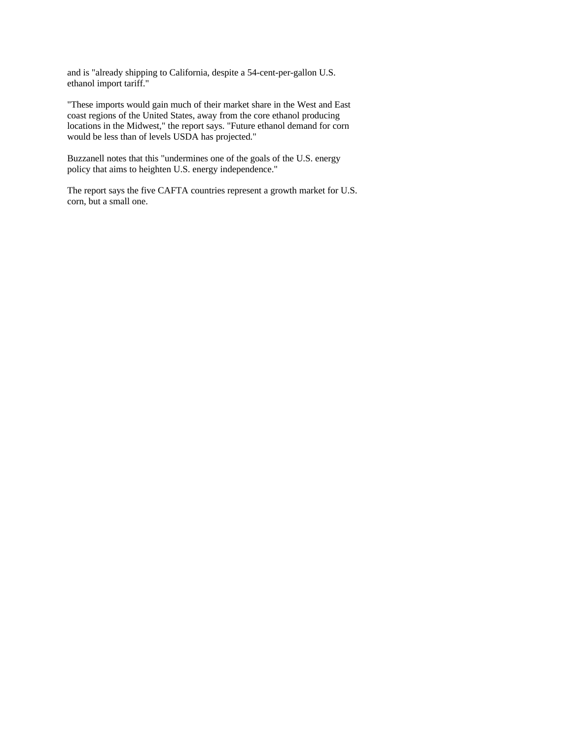and is "already shipping to California, despite a 54-cent-per-gallon U.S. ethanol import tariff."

"These imports would gain much of their market share in the West and East coast regions of the United States, away from the core ethanol producing locations in the Midwest," the report says. "Future ethanol demand for corn would be less than of levels USDA has projected."

Buzzanell notes that this "undermines one of the goals of the U.S. energy policy that aims to heighten U.S. energy independence."

The report says the five CAFTA countries represent a growth market for U.S. corn, but a small one.